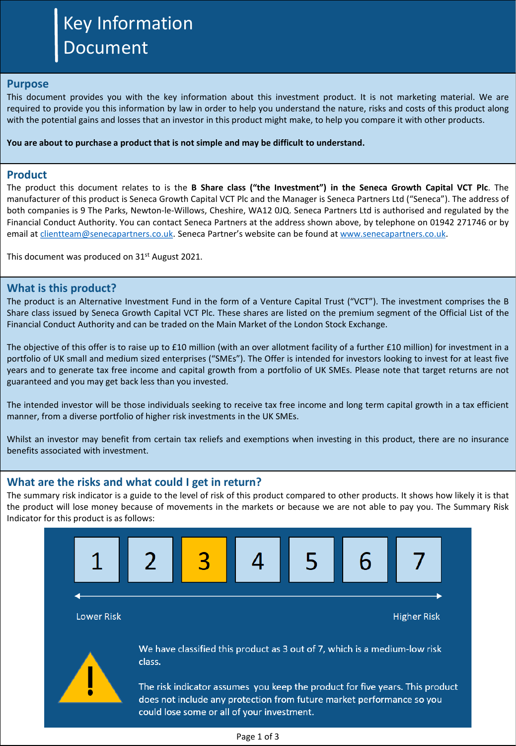# Key Information Document

## Purpose

This document provides you with the key information about this investment product. It is not marketing material. We are required to provide you this information by law in order to help you understand the nature, risks and costs of this product along with the potential gains and losses that an investor in this product might make, to help you compare it with other products.

**You are about to purchase a product that is not simple and may be difficult to understand.**

## Product

The product this document relates to is the **B Share class ("the Investment") in the Seneca Growth Capital VCT Plc**. The manufacturer of this product is Seneca Growth Capital VCT Plc and the Manager is Seneca Partners Ltd ("Seneca"). The address of both companies is 9 The Parks, Newton-le-Willows, Cheshire, WA12 0JQ. Seneca Partners Ltd is authorised and regulated by the Financial Conduct Authority. You can contact Seneca Partners at the address shown above, by telephone on 01942 271746 or by email at clientteam@senecapartners.co.uk. Seneca Partner's website can be found at www.senecapartners.co.uk.

This document was produced on 31st August 2021.

## What is this product?

The product is an Alternative Investment Fund in the form of a Venture Capital Trust ("VCT"). The investment comprises the B Share class issued by Seneca Growth Capital VCT Plc. These shares are listed on the premium segment of the Official List of the Financial Conduct Authority and can be traded on the Main Market of the London Stock Exchange.

The objective of this offer is to raise up to £10 million (with an over allotment facility of a further £10 million) for investment in a portfolio of UK small and medium sized enterprises ("SMEs"). The Offer is intended for investors looking to invest for at least five years and to generate tax free income and capital growth from a portfolio of UK SMEs. Please note that target returns are not guaranteed and you may get back less than you invested.

The intended investor will be those individuals seeking to receive tax free income and long term capital growth in a tax efficient manner, from a diverse portfolio of higher risk investments in the UK SMEs.

Whilst an investor may benefit from certain tax reliefs and exemptions when investing in this product, there are no insurance benefits associated with investment.

## What are the risks and what could I get in return?

The summary risk indicator is a guide to the level of risk of this product compared to other products. It shows how likely it is that the product will lose money because of movements in the markets or because we are not able to pay you. The Summary Risk Indicator for this product is as follows:

| 1 | 2 | **3** | 4 | 5 | 6 | 7 |
|---|---|---|---|---|---|---|

Lower Risk ← → Higher Risk

We have classified this product as 3 out of 7, which is a medium-low risk class.

The risk indicator assumes you keep the product for five years. This product does not include any protection from future market performance so you could lose some or all of your investment.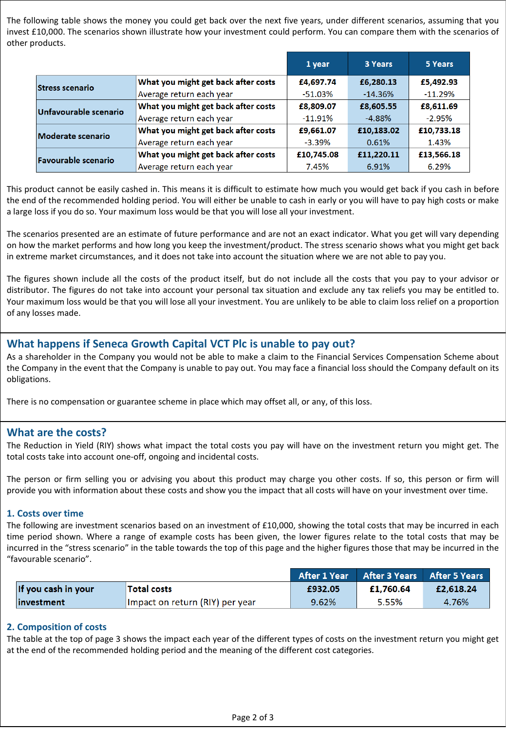The following table shows the money you could get back over the next five years, under different scenarios, assuming that you invest £10,000. The scenarios shown illustrate how your investment could perform. You can compare them with the scenarios of other products.

| | | 1 year | 3 Years | 5 Years |
|---|---|---|---|---|
| **Stress scenario** | **What you might get back after costs** | **£4,697.74** | **£6,280.13** | **£5,492.93** |
| | Average return each year | -51.03% | -14.36% | -11.29% |
| **Unfavourable scenario** | **What you might get back after costs** | **£8,809.07** | **£8,605.55** | **£8,611.69** |
| | Average return each year | -11.91% | -4.88% | -2.95% |
| **Moderate scenario** | **What you might get back after costs** | **£9,661.07** | **£10,183.02** | **£10,733.18** |
| | Average return each year | -3.39% | 0.61% | 1.43% |
| **Favourable scenario** | **What you might get back after costs** | **£10,745.08** | **£11,220.11** | **£13,566.18** |
| | Average return each year | 7.45% | 6.91% | 6.29% |

This product cannot be easily cashed in. This means it is difficult to estimate how much you would get back if you cash in before the end of the recommended holding period. You will either be unable to cash in early or you will have to pay high costs or make a large loss if you do so. Your maximum loss would be that you will lose all your investment.

The scenarios presented are an estimate of future performance and are not an exact indicator. What you get will vary depending on how the market performs and how long you keep the investment/product. The stress scenario shows what you might get back in extreme market circumstances, and it does not take into account the situation where we are not able to pay you.

The figures shown include all the costs of the product itself, but do not include all the costs that you pay to your advisor or distributor. The figures do not take into account your personal tax situation and exclude any tax reliefs you may be entitled to. Your maximum loss would be that you will lose all your investment. You are unlikely to be able to claim loss relief on a proportion of any losses made.

## What happens if Seneca Growth Capital VCT Plc is unable to pay out?

As a shareholder in the Company you would not be able to make a claim to the Financial Services Compensation Scheme about the Company in the event that the Company is unable to pay out. You may face a financial loss should the Company default on its obligations.

There is no compensation or guarantee scheme in place which may offset all, or any, of this loss.

## What are the costs?

The Reduction in Yield (RIY) shows what impact the total costs you pay will have on the investment return you might get. The total costs take into account one-off, ongoing and incidental costs.

The person or firm selling you or advising you about this product may charge you other costs. If so, this person or firm will provide you with information about these costs and show you the impact that all costs will have on your investment over time.

### 1. Costs over time

The following are investment scenarios based on an investment of £10,000, showing the total costs that may be incurred in each time period shown. Where a range of example costs has been given, the lower figures relate to the total costs that may be incurred in the "stress scenario" in the table towards the top of this page and the higher figures those that may be incurred in the "favourable scenario".

| | | After 1 Year | After 3 Years | After 5 Years |
|---|---|---|---|---|
| **If you cash in your investment** | **Total costs** | **£932.05** | **£1,760.64** | **£2,618.24** |
| | Impact on return (RIY) per year | 9.62% | 5.55% | 4.76% |

### 2. Composition of costs

The table at the top of page 3 shows the impact each year of the different types of costs on the investment return you might get at the end of the recommended holding period and the meaning of the different cost categories.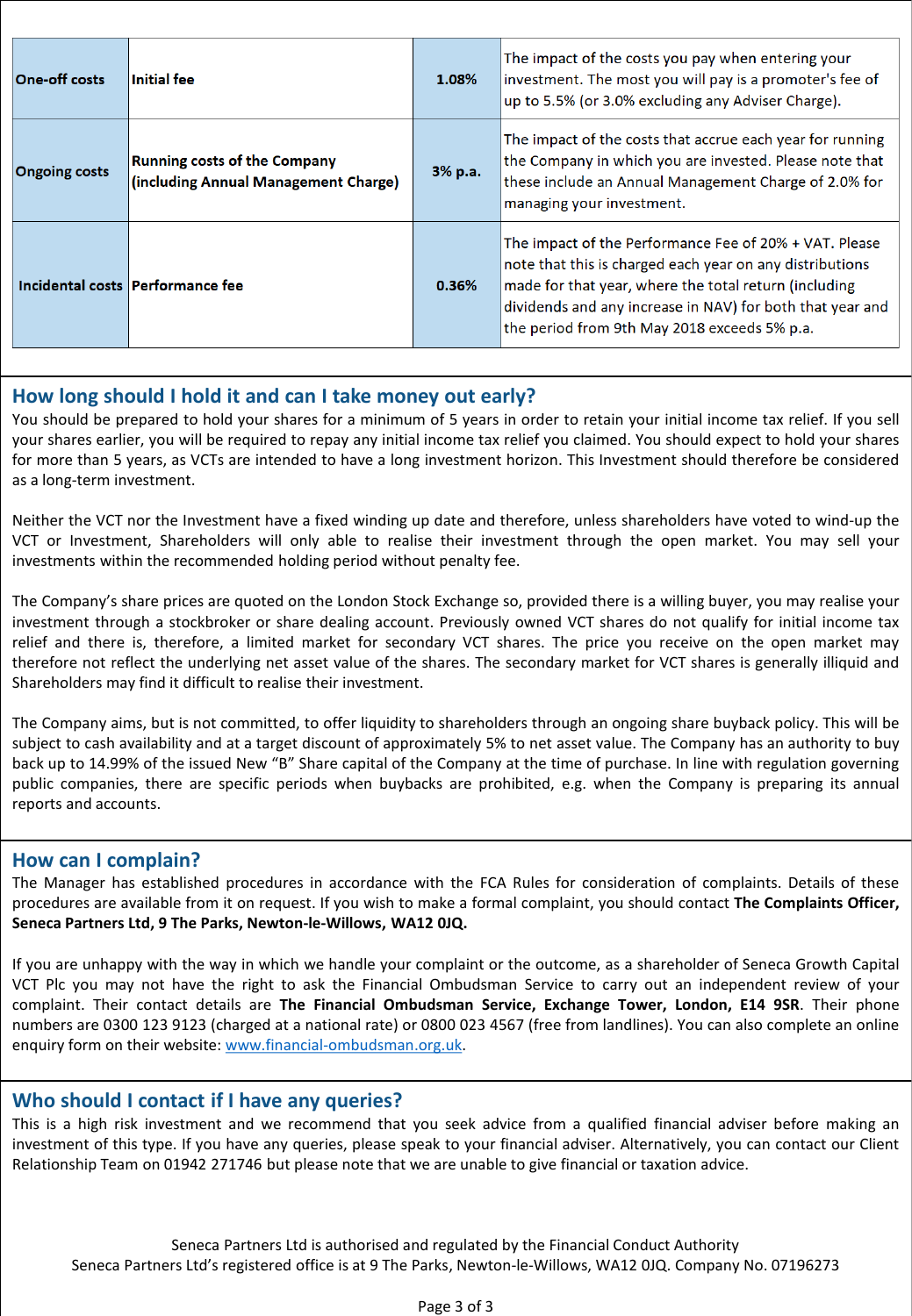| | | | |
|---|---|---|---|
| **One-off costs** | **Initial fee** | **1.08%** | The impact of the costs you pay when entering your investment. The most you will pay is a promoter's fee of up to 5.5% (or 3.0% excluding any Adviser Charge). |
| **Ongoing costs** | **Running costs of the Company (including Annual Management Charge)** | **3% p.a.** | The impact of the costs that accrue each year for running the Company in which you are invested. Please note that these include an Annual Management Charge of 2.0% for managing your investment. |
| **Incidental costs** | **Performance fee** | **0.36%** | The impact of the Performance Fee of 20% + VAT. Please note that this is charged each year on any distributions made for that year, where the total return (including dividends and any increase in NAV) for both that year and the period from 9th May 2018 exceeds 5% p.a. |

## How long should I hold it and can I take money out early?

You should be prepared to hold your shares for a minimum of 5 years in order to retain your initial income tax relief. If you sell your shares earlier, you will be required to repay any initial income tax relief you claimed. You should expect to hold your shares for more than 5 years, as VCTs are intended to have a long investment horizon. This Investment should therefore be considered as a long-term investment.

Neither the VCT nor the Investment have a fixed winding up date and therefore, unless shareholders have voted to wind-up the VCT or Investment, Shareholders will only able to realise their investment through the open market. You may sell your investments within the recommended holding period without penalty fee.

The Company's share prices are quoted on the London Stock Exchange so, provided there is a willing buyer, you may realise your investment through a stockbroker or share dealing account. Previously owned VCT shares do not qualify for initial income tax relief and there is, therefore, a limited market for secondary VCT shares. The price you receive on the open market may therefore not reflect the underlying net asset value of the shares. The secondary market for VCT shares is generally illiquid and Shareholders may find it difficult to realise their investment.

The Company aims, but is not committed, to offer liquidity to shareholders through an ongoing share buyback policy. This will be subject to cash availability and at a target discount of approximately 5% to net asset value. The Company has an authority to buy back up to 14.99% of the issued New "B" Share capital of the Company at the time of purchase. In line with regulation governing public companies, there are specific periods when buybacks are prohibited, e.g. when the Company is preparing its annual reports and accounts.

## How can I complain?

The Manager has established procedures in accordance with the FCA Rules for consideration of complaints. Details of these procedures are available from it on request. If you wish to make a formal complaint, you should contact **The Complaints Officer, Seneca Partners Ltd, 9 The Parks, Newton-le-Willows, WA12 0JQ.**

If you are unhappy with the way in which we handle your complaint or the outcome, as a shareholder of Seneca Growth Capital VCT Plc you may not have the right to ask the Financial Ombudsman Service to carry out an independent review of your complaint. Their contact details are **The Financial Ombudsman Service, Exchange Tower, London, E14 9SR**. Their phone numbers are 0300 123 9123 (charged at a national rate) or 0800 023 4567 (free from landlines). You can also complete an online enquiry form on their website: www.financial-ombudsman.org.uk.

## Who should I contact if I have any queries?

This is a high risk investment and we recommend that you seek advice from a qualified financial adviser before making an investment of this type. If you have any queries, please speak to your financial adviser. Alternatively, you can contact our Client Relationship Team on 01942 271746 but please note that we are unable to give financial or taxation advice.

Seneca Partners Ltd is authorised and regulated by the Financial Conduct Authority
Seneca Partners Ltd's registered office is at 9 The Parks, Newton-le-Willows, WA12 0JQ. Company No. 07196273